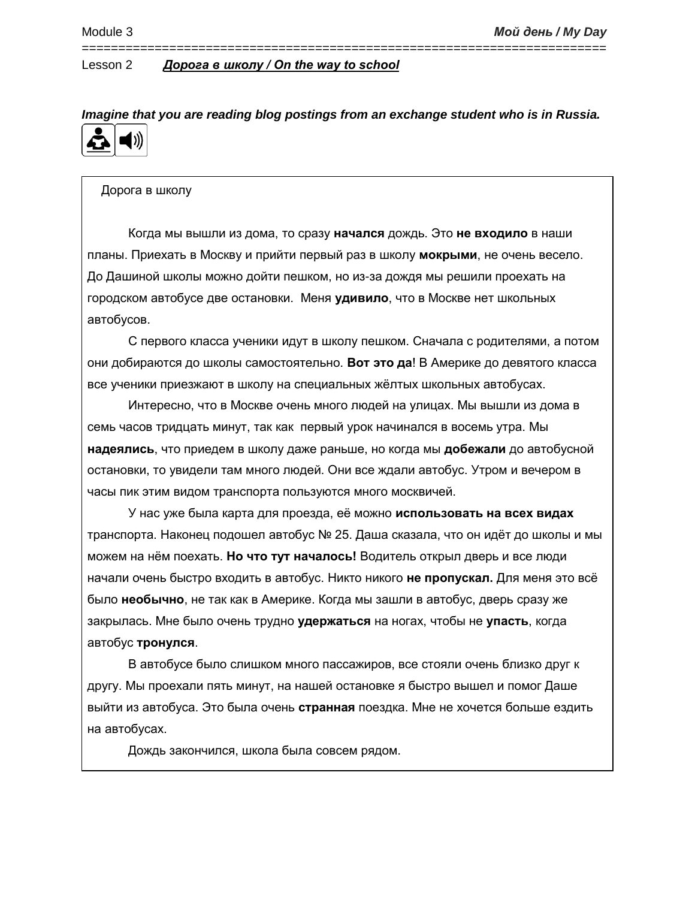Module 3 **_Мой день / My Day_**

Lesson 2 **_Дорога в школу / On the way to school_**

***Imagine that you are reading blog postings from an exchange student who is in Russia.***

Дорога в школу

Когда мы вышли из дома, то сразу **начался** дождь. Это **не входило** в наши планы. Приехать в Москву и прийти первый раз в школу **мокрыми**, не очень весело. До Дашиной школы можно дойти пешком, но из-за дождя мы решили проехать на городском автобусе две остановки. Меня **удивило**, что в Москве нет школьных автобусов.

С первого класса ученики идут в школу пешком. Сначала с родителями, а потом они добираются до школы самостоятельно. **Вот это да**! В Америке до девятого класса все ученики приезжают в школу на специальных жёлтых школьных автобусах.

Интересно, что в Москве очень много людей на улицах. Мы вышли из дома в семь часов тридцать минут, так как первый урок начинался в восемь утра. Мы **надеялись**, что приедем в школу даже раньше, но когда мы **добежали** до автобусной остановки, то увидели там много людей. Они все ждали автобус. Утром и вечером в часы пик этим видом транспорта пользуются много москвичей.

У нас уже была карта для проезда, её можно **использовать на всех видах** транспорта. Наконец подошел автобус № 25. Даша сказала, что он идёт до школы и мы можем на нём поехать. **Но что тут началось!** Водитель открыл дверь и все люди начали очень быстро входить в автобус. Никто никого **не пропускал.** Для меня это всё было **необычно**, не так как в Америке. Когда мы зашли в автобус, дверь сразу же закрылась. Мне было очень трудно **удержаться** на ногах, чтобы не **упасть**, когда автобус **тронулся**.

В автобусе было слишком много пассажиров, все стояли очень близко друг к другу. Мы проехали пять минут, на нашей остановке я быстро вышел и помог Даше выйти из автобуса. Это была очень **странная** поездка. Мне не хочется больше ездить на автобусах.

Дождь закончился, школа была совсем рядом.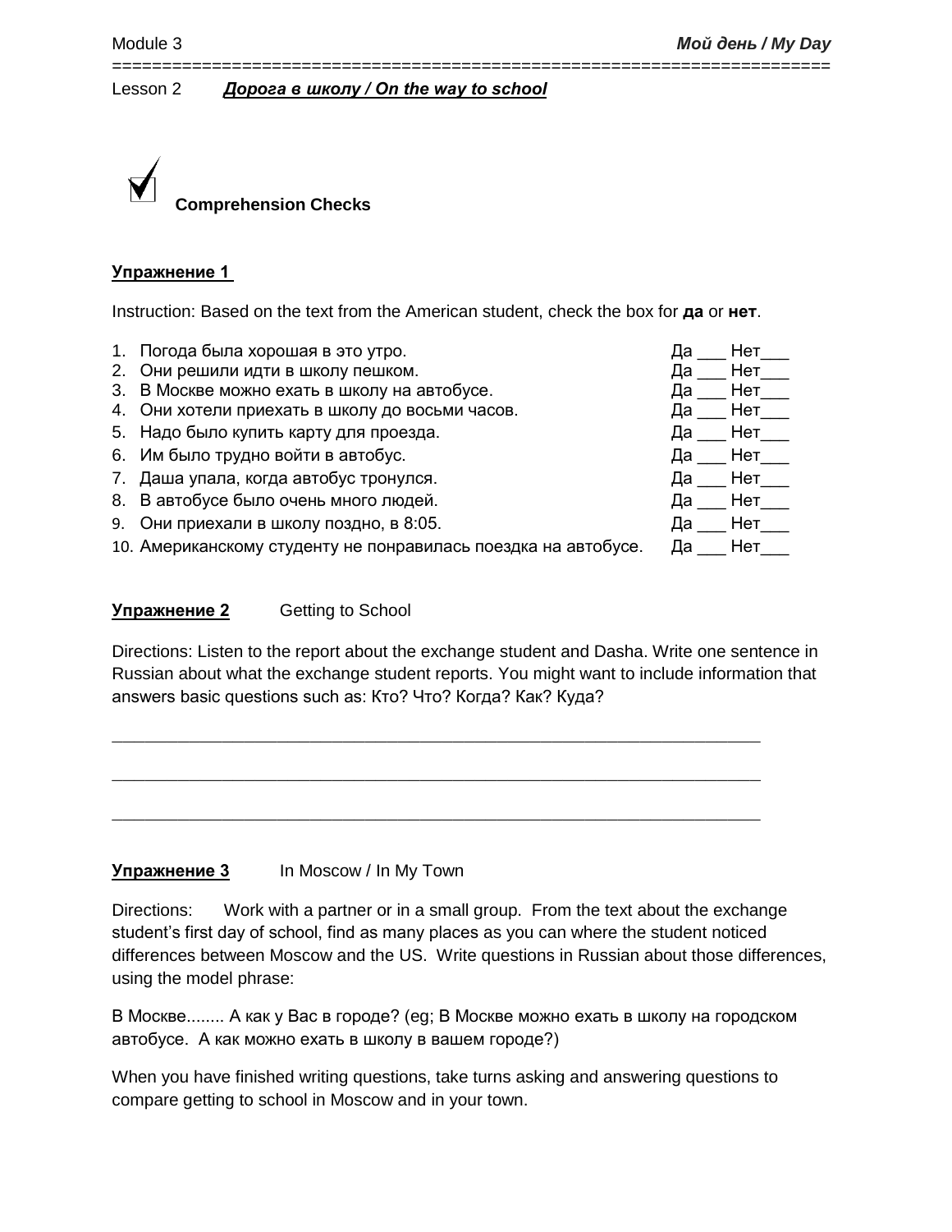Lesson 2 ***Дорога в школу / On the way to school***

## ☑ Comprehension Checks

### Упражнение 1

Instruction: Based on the text from the American student, check the box for **да** or **нет**.

1. Погода была хорошая в это утро. Да ___ Нет___
2. Они решили идти в школу пешком. Да ___ Нет___
3. В Москве можно ехать в школу на автобусе. Да ___ Нет___
4. Они хотели приехать в школу до восьми часов. Да ___ Нет___
5. Надо было купить карту для проезда. Да ___ Нет___
6. Им было трудно войти в автобус. Да ___ Нет___
7. Даша упала, когда автобус тронулся. Да ___ Нет___
8. В автобусе было очень много людей. Да ___ Нет___
9. Они приехали в школу поздно, в 8:05. Да ___ Нет___
10. Американскому студенту не понравилась поездка на автобусе. Да ___ Нет___

### Упражнение 2 Getting to School

Directions: Listen to the report about the exchange student and Dasha. Write one sentence in Russian about what the exchange student reports. You might want to include information that answers basic questions such as: Кто? Что? Когда? Как? Куда?

_______________________________________________________________________

_______________________________________________________________________

_______________________________________________________________________

### Упражнение 3 In Moscow / In My Town

Directions: Work with a partner or in a small group. From the text about the exchange student's first day of school, find as many places as you can where the student noticed differences between Moscow and the US. Write questions in Russian about those differences, using the model phrase:

В Москве........ А как у Вас в городе? (eg; В Москве можно ехать в школу на городском автобусе. А как можно ехать в школу в вашем городе?)

When you have finished writing questions, take turns asking and answering questions to compare getting to school in Moscow and in your town.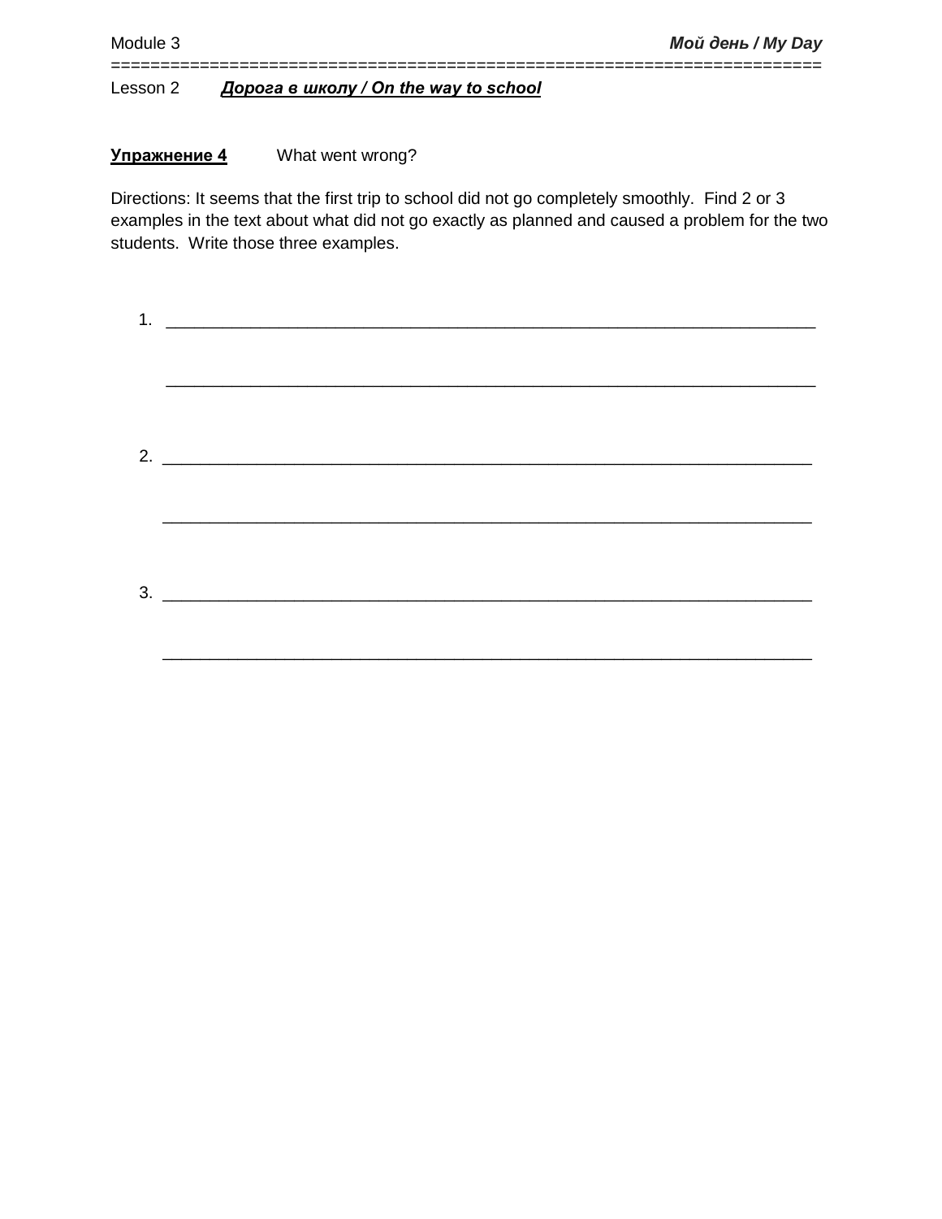Module 3 ***Мой день / My Day***

Lesson 2 ***Дорога в школу / On the way to school***

**Упражнение 4** What went wrong?

Directions: It seems that the first trip to school did not go completely smoothly. Find 2 or 3 examples in the text about what did not go exactly as planned and caused a problem for the two students. Write those three examples.

1. ______________________________________________________________________

   ______________________________________________________________________

2. ______________________________________________________________________

   ______________________________________________________________________

3. ______________________________________________________________________

   ______________________________________________________________________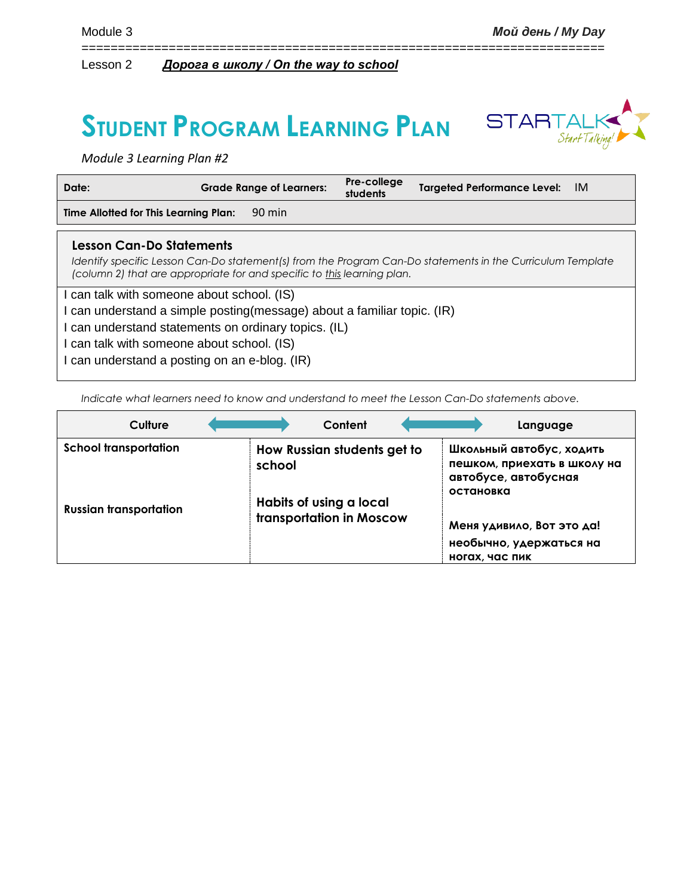Module 3 — **Мой день / My Day**

Lesson 2 — ***Дорога в школу / On the way to school***

# Student Program Learning Plan

*Module 3 Learning Plan #2*

| **Date:** | **Grade Range of Learners:** | **Pre-college students** | **Targeted Performance Level:** | IM |
|---|---|---|---|---|
| **Time Allotted for This Learning Plan:** | 90 min | | | |

## Lesson Can-Do Statements

*Identify specific Lesson Can-Do statement(s) from the Program Can-Do statements in the Curriculum Template (column 2) that are appropriate for and specific to this learning plan.*

I can talk with someone about school. (IS)
I can understand a simple posting(message) about a familiar topic. (IR)
I can understand statements on ordinary topics. (IL)
I can talk with someone about school. (IS)
I can understand a posting on an e-blog. (IR)

*Indicate what learners need to know and understand to meet the Lesson Can-Do statements above.*

| Culture | Content | Language |
|---|---|---|
| **School transportation**<br><br>**Russian transportation** | **How Russian students get to school**<br><br>**Habits of using a local transportation in Moscow** | **Школьный автобус, ходить пешком, приехать в школу на автобусе, автобусная остановка**<br><br>**Меня удивило, Вот это да!**<br>**необычно, удержаться на ногах, час пик** |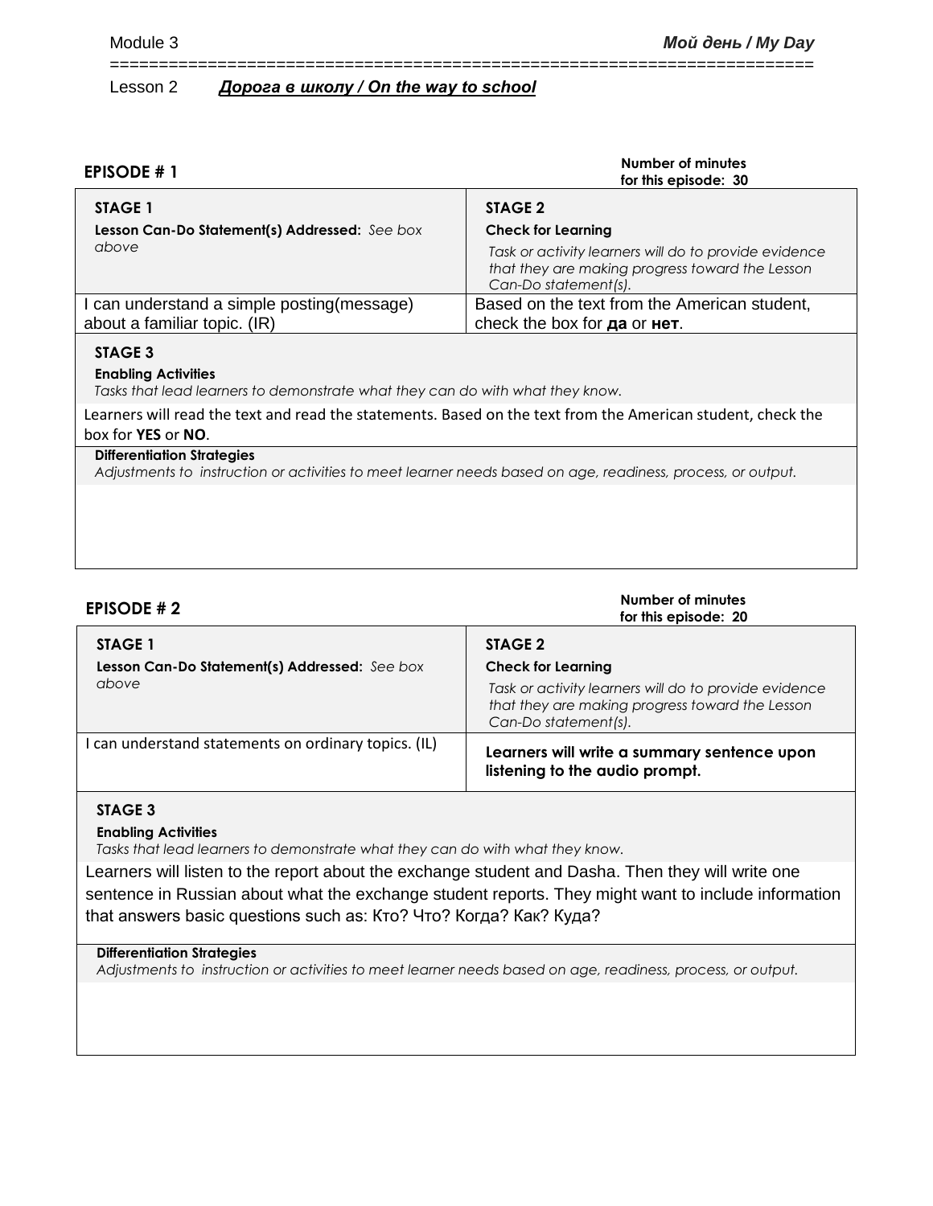Module 3 **Мой день / My Day**

Lesson 2 ***Дорога в школу / On the way to school***

**EPISODE # 1**

**Number of minutes for this episode: 30**

| **STAGE 1**<br>**Lesson Can-Do Statement(s) Addressed:** *See box above* | **STAGE 2**<br>**Check for Learning**<br>*Task or activity learners will do to provide evidence that they are making progress toward the Lesson Can-Do statement(s).* |
|---|---|
| I can understand a simple posting(message) about a familiar topic. (IR) | Based on the text from the American student, check the box for **да** or **нет**. |

**STAGE 3**

**Enabling Activities**

*Tasks that lead learners to demonstrate what they can do with what they know.*

Learners will read the text and read the statements. Based on the text from the American student, check the box for **YES** or **NO**.

**Differentiation Strategies**

*Adjustments to instruction or activities to meet learner needs based on age, readiness, process, or output.*

**EPISODE # 2**

**Number of minutes for this episode: 20**

| **STAGE 1**<br>**Lesson Can-Do Statement(s) Addressed:** *See box above* | **STAGE 2**<br>**Check for Learning**<br>*Task or activity learners will do to provide evidence that they are making progress toward the Lesson Can-Do statement(s).* |
|---|---|
| I can understand statements on ordinary topics. (IL) | **Learners will write a summary sentence upon listening to the audio prompt.** |

**STAGE 3**

**Enabling Activities**

*Tasks that lead learners to demonstrate what they can do with what they know.*

Learners will listen to the report about the exchange student and Dasha. Then they will write one sentence in Russian about what the exchange student reports. They might want to include information that answers basic questions such as: Кто? Что? Когда? Как? Куда?

**Differentiation Strategies**

*Adjustments to instruction or activities to meet learner needs based on age, readiness, process, or output.*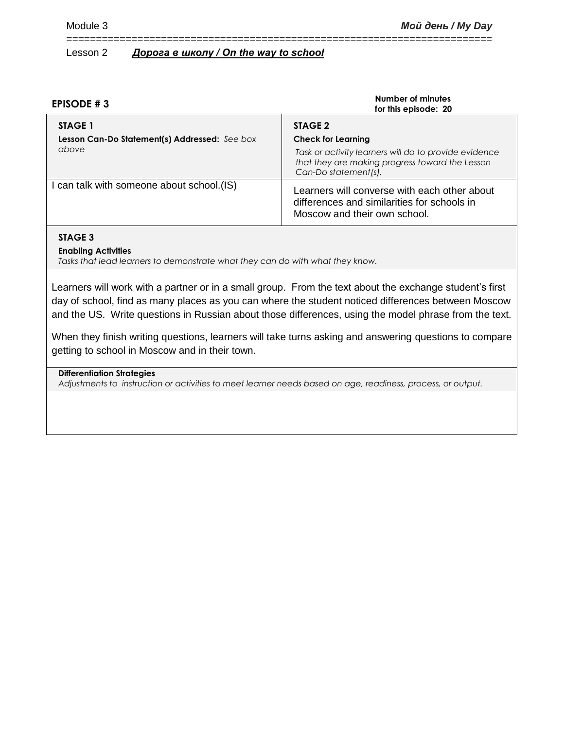Module 3 **Мой день / My Day**

Lesson 2 ***Дорога в школу / On the way to school***

**EPISODE # 3** **Number of minutes for this episode: 20**

| **STAGE 1**<br>**Lesson Can-Do Statement(s) Addressed:** *See box above* | **STAGE 2**<br>**Check for Learning**<br>*Task or activity learners will do to provide evidence that they are making progress toward the Lesson Can-Do statement(s).* |
|---|---|
| I can talk with someone about school.(IS) | Learners will converse with each other about differences and similarities for schools in Moscow and their own school. |

**STAGE 3**

**Enabling Activities**

*Tasks that lead learners to demonstrate what they can do with what they know.*

Learners will work with a partner or in a small group. From the text about the exchange student's first day of school, find as many places as you can where the student noticed differences between Moscow and the US. Write questions in Russian about those differences, using the model phrase from the text.

When they finish writing questions, learners will take turns asking and answering questions to compare getting to school in Moscow and in their town.

**Differentiation Strategies**

*Adjustments to instruction or activities to meet learner needs based on age, readiness, process, or output.*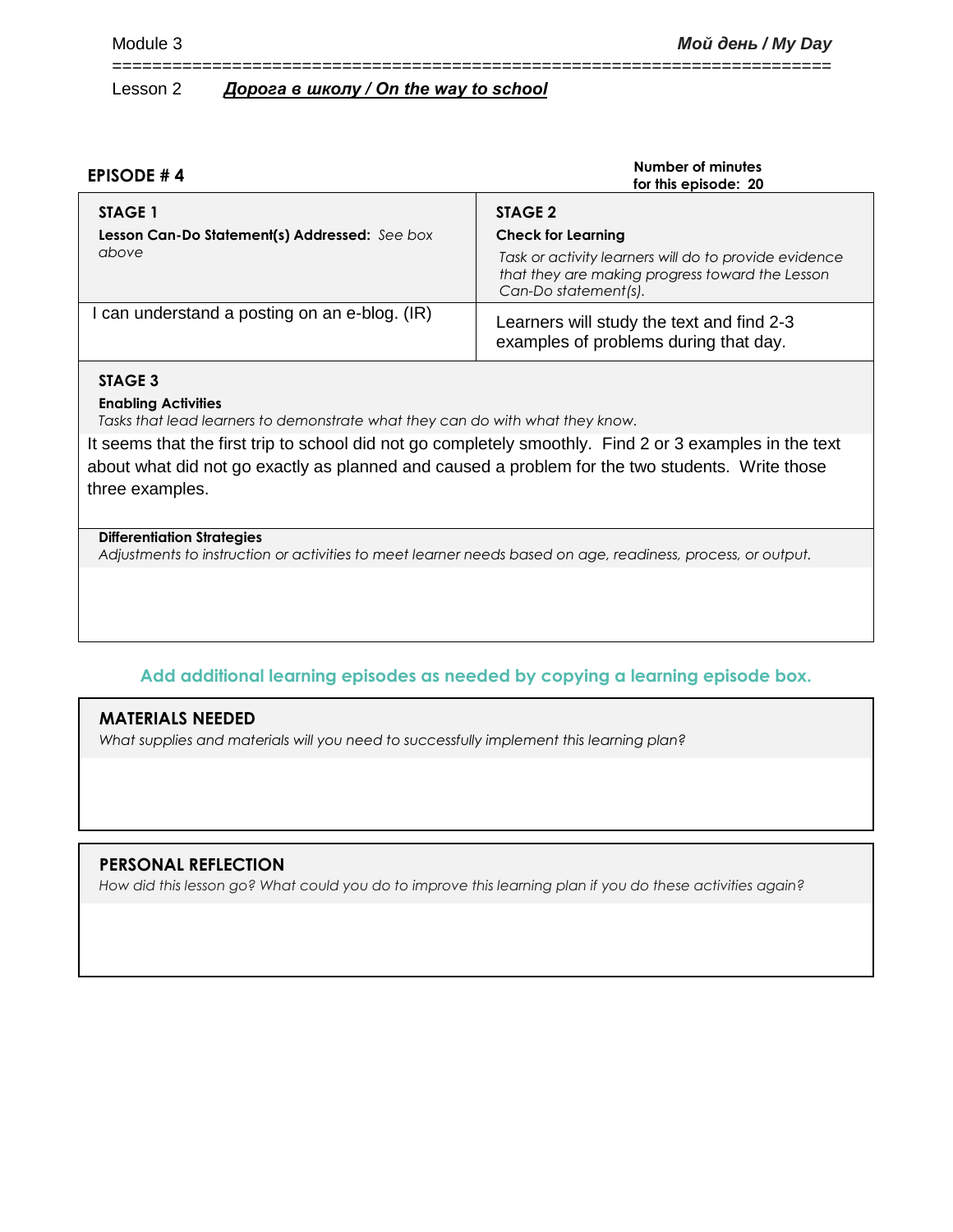Lesson 2 ***Дорога в школу / On the way to school***

**EPISODE # 4**

**Number of minutes for this episode: 20**

| **STAGE 1**<br>**Lesson Can-Do Statement(s) Addressed:** *See box above* | **STAGE 2**<br>**Check for Learning**<br>*Task or activity learners will do to provide evidence that they are making progress toward the Lesson Can-Do statement(s).* |
|---|---|
| I can understand a posting on an e-blog. (IR) | Learners will study the text and find 2-3 examples of problems during that day. |

**STAGE 3**

**Enabling Activities**

*Tasks that lead learners to demonstrate what they can do with what they know.*

It seems that the first trip to school did not go completely smoothly. Find 2 or 3 examples in the text about what did not go exactly as planned and caused a problem for the two students. Write those three examples.

**Differentiation Strategies**

*Adjustments to instruction or activities to meet learner needs based on age, readiness, process, or output.*

**Add additional learning episodes as needed by copying a learning episode box.**

## MATERIALS NEEDED

*What supplies and materials will you need to successfully implement this learning plan?*

## PERSONAL REFLECTION

*How did this lesson go? What could you do to improve this learning plan if you do these activities again?*